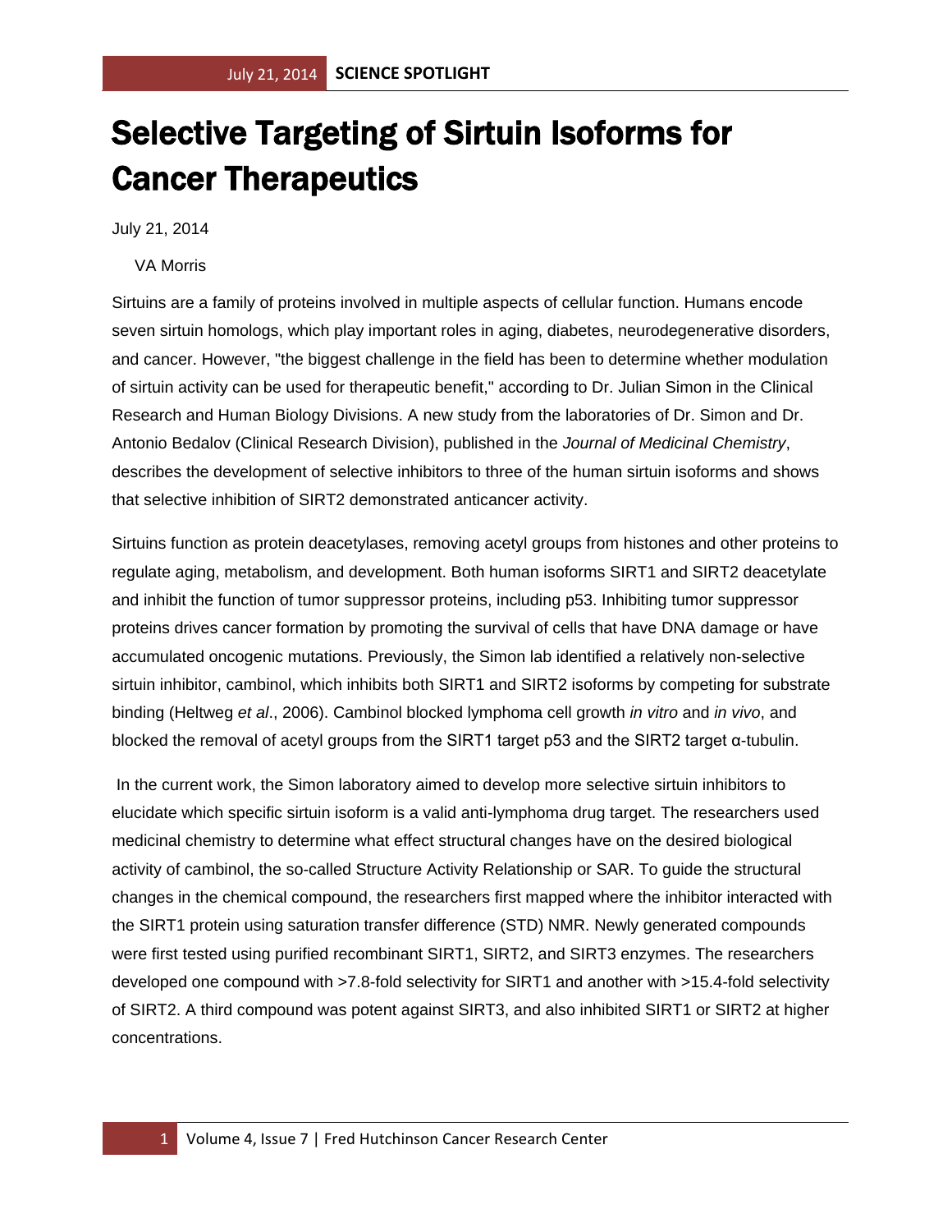# Selective Targeting of Sirtuin Isoforms for Cancer Therapeutics

July 21, 2014

VA Morris

Sirtuins are a family of proteins involved in multiple aspects of cellular function. Humans encode seven sirtuin homologs, which play important roles in aging, diabetes, neurodegenerative disorders, and cancer. However, "the biggest challenge in the field has been to determine whether modulation of sirtuin activity can be used for therapeutic benefit," according to Dr. Julian Simon in the Clinical Research and Human Biology Divisions. A new study from the laboratories of Dr. Simon and Dr. Antonio Bedalov (Clinical Research Division), published in the *Journal of Medicinal Chemistry*, describes the development of selective inhibitors to three of the human sirtuin isoforms and shows that selective inhibition of SIRT2 demonstrated anticancer activity.

Sirtuins function as protein deacetylases, removing acetyl groups from histones and other proteins to regulate aging, metabolism, and development. Both human isoforms SIRT1 and SIRT2 deacetylate and inhibit the function of tumor suppressor proteins, including p53. Inhibiting tumor suppressor proteins drives cancer formation by promoting the survival of cells that have DNA damage or have accumulated oncogenic mutations. Previously, the Simon lab identified a relatively non-selective sirtuin inhibitor, cambinol, which inhibits both SIRT1 and SIRT2 isoforms by competing for substrate binding (Heltweg *et al*., 2006). Cambinol blocked lymphoma cell growth *in vitro* and *in vivo*, and blocked the removal of acetyl groups from the SIRT1 target p53 and the SIRT2 target α-tubulin.

In the current work, the Simon laboratory aimed to develop more selective sirtuin inhibitors to elucidate which specific sirtuin isoform is a valid anti-lymphoma drug target. The researchers used medicinal chemistry to determine what effect structural changes have on the desired biological activity of cambinol, the so-called Structure Activity Relationship or SAR. To guide the structural changes in the chemical compound, the researchers first mapped where the inhibitor interacted with the SIRT1 protein using saturation transfer difference (STD) NMR. Newly generated compounds were first tested using purified recombinant SIRT1, SIRT2, and SIRT3 enzymes. The researchers developed one compound with >7.8-fold selectivity for SIRT1 and another with >15.4-fold selectivity of SIRT2. A third compound was potent against SIRT3, and also inhibited SIRT1 or SIRT2 at higher concentrations.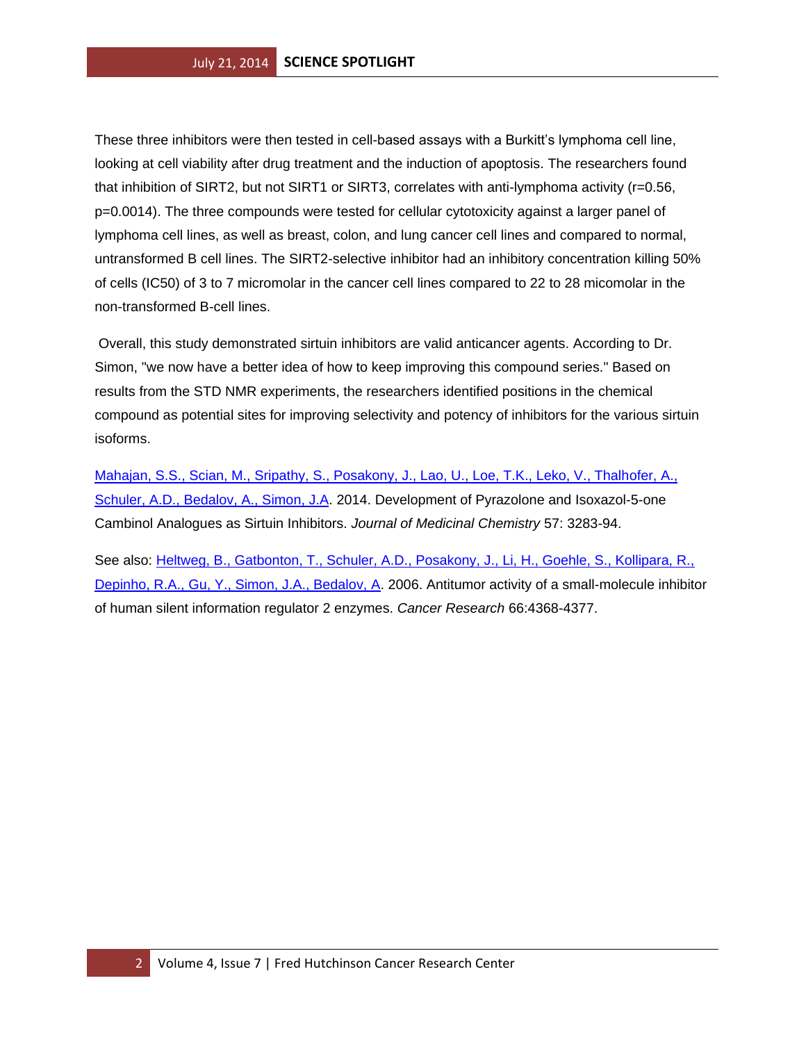These three inhibitors were then tested in cell-based assays with a Burkitt's lymphoma cell line, looking at cell viability after drug treatment and the induction of apoptosis. The researchers found that inhibition of SIRT2, but not SIRT1 or SIRT3, correlates with anti-lymphoma activity ($r=0.56$, $p=0.0014$). The three compounds were tested for cellular cytotoxicity against a larger panel of lymphoma cell lines, as well as breast, colon, and lung cancer cell lines and compared to normal, untransformed B cell lines. The SIRT2-selective inhibitor had an inhibitory concentration killing 50% of cells ($IC_{50}$) of 3 to 7 micromolar in the cancer cell lines compared to 22 to 28 micomolar in the non-transformed B-cell lines.

Overall, this study demonstrated sirtuin inhibitors are valid anticancer agents. According to Dr. Simon, "we now have a better idea of how to keep improving this compound series." Based on results from the STD NMR experiments, the researchers identified positions in the chemical compound as potential sites for improving selectivity and potency of inhibitors for the various sirtuin isoforms.

Mahajan, S.S., Scian, M., Sripathy, S., Posakony, J., Lao, U., Loe, T.K., Leko, V., Thalhofer, A., Schuler, A.D., Bedalov, A., Simon, J.A. 2014. Development of Pyrazolone and Isoxazol-5-one Cambinol Analogues as Sirtuin Inhibitors. *Journal of Medicinal Chemistry* 57: 3283-94.

See also: Heltweg, B., Gatbonton, T., Schuler, A.D., Posakony, J., Li, H., Goehle, S., Kollipara, R., Depinho, R.A., Gu, Y., Simon, J.A., Bedalov, A. 2006. Antitumor activity of a small-molecule inhibitor of human silent information regulator 2 enzymes. *Cancer Research* 66:4368-4377.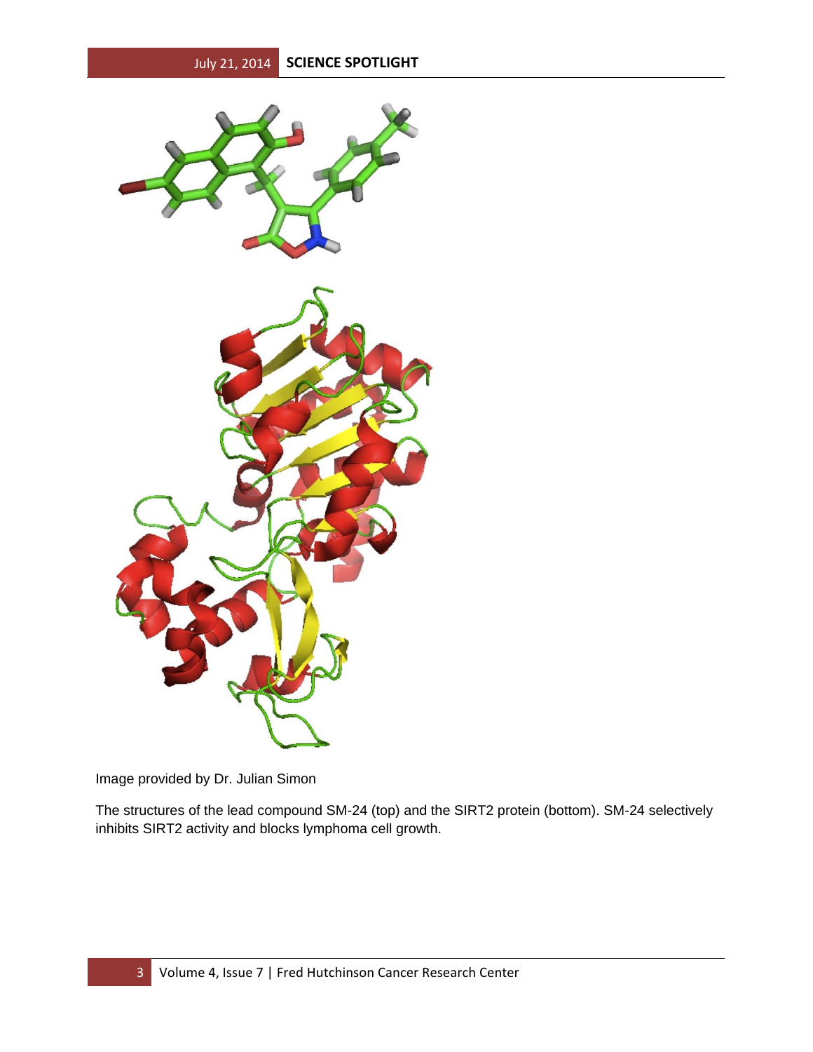Image provided by Dr. Julian Simon

The structures of the lead compound SM-24 (top) and the SIRT2 protein (bottom). SM-24 selectively inhibits SIRT2 activity and blocks lymphoma cell growth.